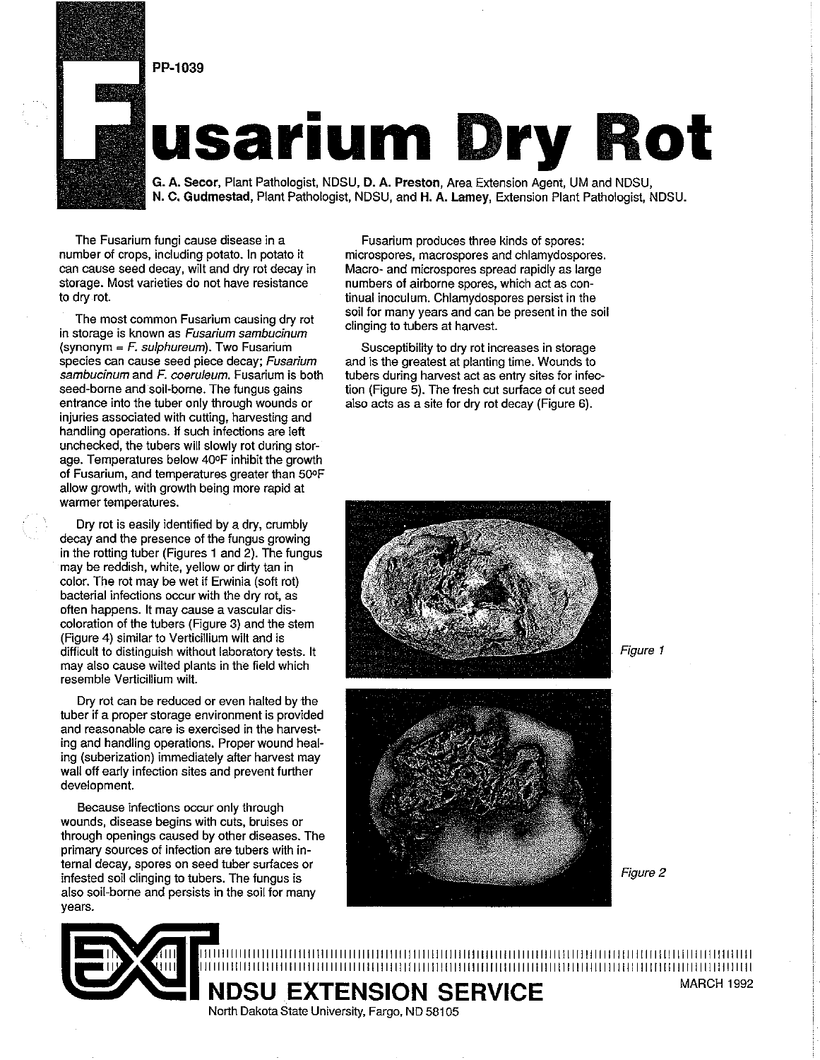PP-1039

# Fusarium Dry Rot

**G. A. Secor**, Plant Pathologist, NDSU, **D. A. Preston**, Area Extension Agent, UM and NDSU, **N. C. Gudmestad**, Plant Pathologist, NDSU, and **H. A. Lamey**, Extension Plant Pathologist, NDSU.

The Fusarium fungi cause disease in a number of crops, including potato. In potato it can cause seed decay, wilt and dry rot decay in storage. Most varieties do not have resistance to dry rot.

The most common Fusarium causing dry rot in storage is known as *Fusarium sambucinum* (synonym = *F. sulphureum*). Two Fusarium species can cause seed piece decay; *Fusarium sambucinum* and *F. coeruleum*. Fusarium is both seed-borne and soil-borne. The fungus gains entrance into the tuber only through wounds or injuries associated with cutting, harvesting and handling operations. If such infections are left unchecked, the tubers will slowly rot during storage. Temperatures below 40°F inhibit the growth of Fusarium, and temperatures greater than 50°F allow growth, with growth being more rapid at warmer temperatures.

Dry rot is easily identified by a dry, crumbly decay and the presence of the fungus growing in the rotting tuber (Figures 1 and 2). The fungus may be reddish, white, yellow or dirty tan in color. The rot may be wet if Erwinia (soft rot) bacterial infections occur with the dry rot, as often happens. It may cause a vascular discoloration of the tubers (Figure 3) and the stem (Figure 4) similar to Verticillium wilt and is difficult to distinguish without laboratory tests. It may also cause wilted plants in the field which resemble Verticillium wilt.

Dry rot can be reduced or even halted by the tuber if a proper storage environment is provided and reasonable care is exercised in the harvesting and handling operations. Proper wound healing (suberization) immediately after harvest may wall off early infection sites and prevent further development.

Because infections occur only through wounds, disease begins with cuts, bruises or through openings caused by other diseases. The primary sources of infection are tubers with internal decay, spores on seed tuber surfaces or infested soil clinging to tubers. The fungus is also soil-borne and persists in the soil for many years.

Fusarium produces three kinds of spores: microspores, macrospores and chlamydospores. Macro- and microspores spread rapidly as large numbers of airborne spores, which act as continual inoculum. Chlamydospores persist in the soil for many years and can be present in the soil clinging to tubers at harvest.

Susceptibility to dry rot increases in storage and is the greatest at planting time. Wounds to tubers during harvest act as entry sites for infection (Figure 5). The fresh cut surface of cut seed also acts as a site for dry rot decay (Figure 6).

Figure 1

Figure 2

NDSU EXTENSION SERVICE

North Dakota State University, Fargo, ND 58105

MARCH 1992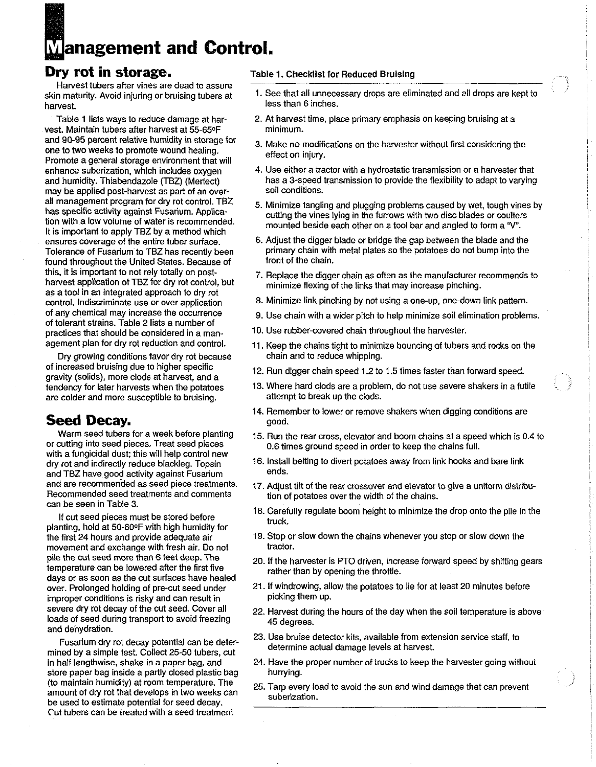# Management and Control.

## Dry rot in storage.

Harvest tubers after vines are dead to assure skin maturity. Avoid injuring or bruising tubers at harvest.

Table 1 lists ways to reduce damage at harvest. Maintain tubers after harvest at 55-65°F and 90-95 percent relative humidity in storage for one to two weeks to promote wound healing. Promote a general storage environment that will enhance suberization, which includes oxygen and humidity. Thiabendazole (TBZ) (Mertect) may be applied post-harvest as part of an overall management program for dry rot control. TBZ has specific activity against Fusarium. Application with a low volume of water is recommended. It is important to apply TBZ by a method which ensures coverage of the entire tuber surface. Tolerance of Fusarium to TBZ has recently been found throughout the United States. Because of this, it is important to not rely totally on post-harvest application of TBZ for dry rot control, but as a tool in an integrated approach to dry rot control. Indiscriminate use or over application of any chemical may increase the occurrence of tolerant strains. Table 2 lists a number of practices that should be considered in a management plan for dry rot reduction and control.

Dry growing conditions favor dry rot because of increased bruising due to higher specific gravity (solids), more clods at harvest, and a tendency for later harvests when the potatoes are colder and more susceptible to bruising.

## Seed Decay.

Warm seed tubers for a week before planting or cutting into seed pieces. Treat seed pieces with a fungicidal dust; this will help control new dry rot and indirectly reduce blackleg. Topsin and TBZ have good activity against Fusarium and are recommended as seed piece treatments. Recommended seed treatments and comments can be seen in Table 3.

If cut seed pieces must be stored before planting, hold at 50-60°F with high humidity for the first 24 hours and provide adequate air movement and exchange with fresh air. Do not pile the cut seed more than 6 feet deep. The temperature can be lowered after the first five days or as soon as the cut surfaces have healed over. Prolonged holding of pre-cut seed under improper conditions is risky and can result in severe dry rot decay of the cut seed. Cover all loads of seed during transport to avoid freezing and dehydration.

Fusarium dry rot decay potential can be determined by a simple test. Collect 25-50 tubers, cut in half lengthwise, shake in a paper bag, and store paper bag inside a partly closed plastic bag (to maintain humidity) at room temperature. The amount of dry rot that develops in two weeks can be used to estimate potential for seed decay. Cut tubers can be treated with a seed treatment

**Table 1. Checklist for Reduced Bruising**

1. See that all unnecessary drops are eliminated and all drops are kept to less than 6 inches.
2. At harvest time, place primary emphasis on keeping bruising at a minimum.
3. Make no modifications on the harvester without first considering the effect on injury.
4. Use either a tractor with a hydrostatic transmission or a harvester that has a 3-speed transmission to provide the flexibility to adapt to varying soil conditions.
5. Minimize tangling and plugging problems caused by wet, tough vines by cutting the vines lying in the furrows with two disc blades or coulters mounted beside each other on a tool bar and angled to form a "V".
6. Adjust the digger blade or bridge the gap between the blade and the primary chain with metal plates so the potatoes do not bump into the front of the chain.
7. Replace the digger chain as often as the manufacturer recommends to minimize flexing of the links that may increase pinching.
8. Minimize link pinching by not using a one-up, one-down link pattern.
9. Use chain with a wider pitch to help minimize soil elimination problems.
10. Use rubber-covered chain throughout the harvester.
11. Keep the chains tight to minimize bouncing of tubers and rocks on the chain and to reduce whipping.
12. Run digger chain speed 1.2 to 1.5 times faster than forward speed.
13. Where hard clods are a problem, do not use severe shakers in a futile attempt to break up the clods.
14. Remember to lower or remove shakers when digging conditions are good.
15. Run the rear cross, elevator and boom chains at a speed which is 0.4 to 0.6 times ground speed in order to keep the chains full.
16. Install belting to divert potatoes away from link hooks and bare link ends.
17. Adjust tilt of the rear crossover and elevator to give a uniform distribution of potatoes over the width of the chains.
18. Carefully regulate boom height to minimize the drop onto the pile in the truck.
19. Stop or slow down the chains whenever you stop or slow down the tractor.
20. If the harvester is PTO driven, increase forward speed by shifting gears rather than by opening the throttle.
21. If windrowing, allow the potatoes to lie for at least 20 minutes before picking them up.
22. Harvest during the hours of the day when the soil temperature is above 45 degrees.
23. Use bruise detector kits, available from extension service staff, to determine actual damage levels at harvest.
24. Have the proper number of trucks to keep the harvester going without hurrying.
25. Tarp every load to avoid the sun and wind damage that can prevent suberization.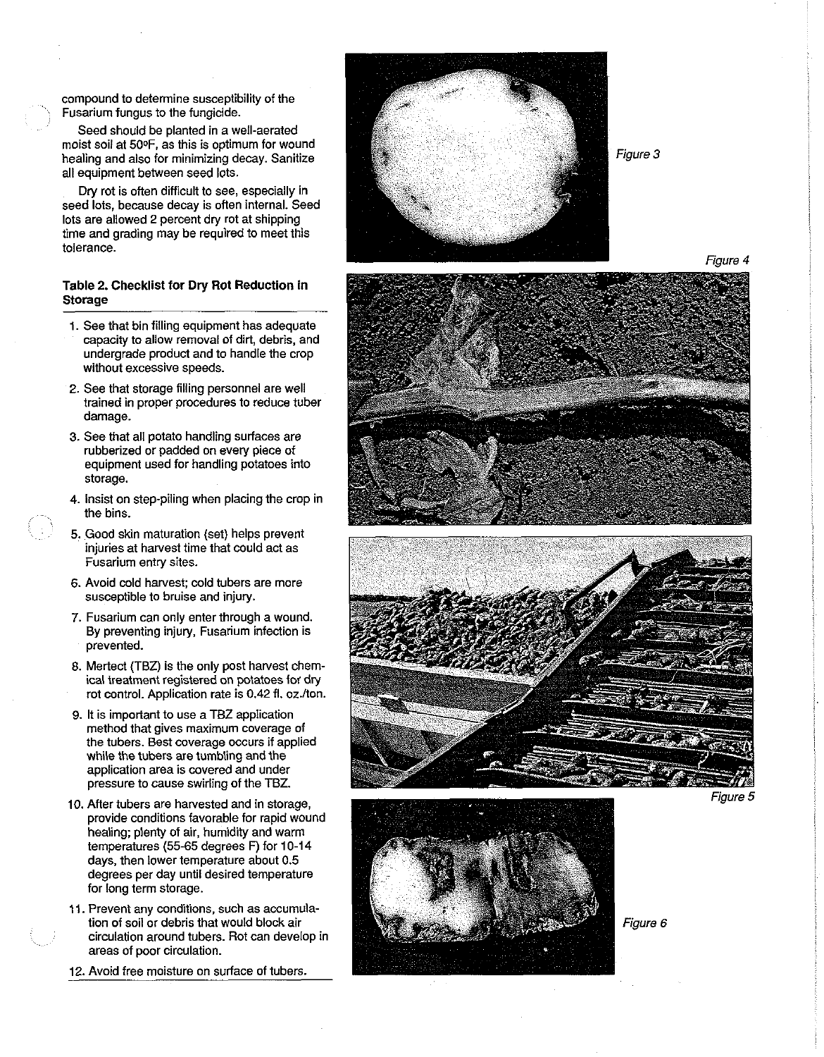compound to determine susceptibility of the Fusarium fungus to the fungicide.

Seed should be planted in a well-aerated moist soil at 50°F, as this is optimum for wound healing and also for minimizing decay. Sanitize all equipment between seed lots.

Dry rot is often difficult to see, especially in seed lots, because decay is often internal. Seed lots are allowed 2 percent dry rot at shipping time and grading may be required to meet this tolerance.

**Table 2. Checklist for Dry Rot Reduction in Storage**

1. See that bin filling equipment has adequate capacity to allow removal of dirt, debris, and undergrade product and to handle the crop without excessive speeds.
2. See that storage filling personnel are well trained in proper procedures to reduce tuber damage.
3. See that all potato handling surfaces are rubberized or padded on every piece of equipment used for handling potatoes into storage.
4. Insist on step-piling when placing the crop in the bins.
5. Good skin maturation (set) helps prevent injuries at harvest time that could act as Fusarium entry sites.
6. Avoid cold harvest; cold tubers are more susceptible to bruise and injury.
7. Fusarium can only enter through a wound. By preventing injury, Fusarium infection is prevented.
8. Mertect (TBZ) is the only post harvest chemical treatment registered on potatoes for dry rot control. Application rate is 0.42 fl. oz./ton.
9. It is important to use a TBZ application method that gives maximum coverage of the tubers. Best coverage occurs if applied while the tubers are tumbling and the application area is covered and under pressure to cause swirling of the TBZ.
10. After tubers are harvested and in storage, provide conditions favorable for rapid wound healing; plenty of air, humidity and warm temperatures (55-65 degrees F) for 10-14 days, then lower temperature about 0.5 degrees per day until desired temperature for long term storage.
11. Prevent any conditions, such as accumulation of soil or debris that would block air circulation around tubers. Rot can develop in areas of poor circulation.
12. Avoid free moisture on surface of tubers.

*Figure 3*

*Figure 4*

*Figure 5*

*Figure 6*